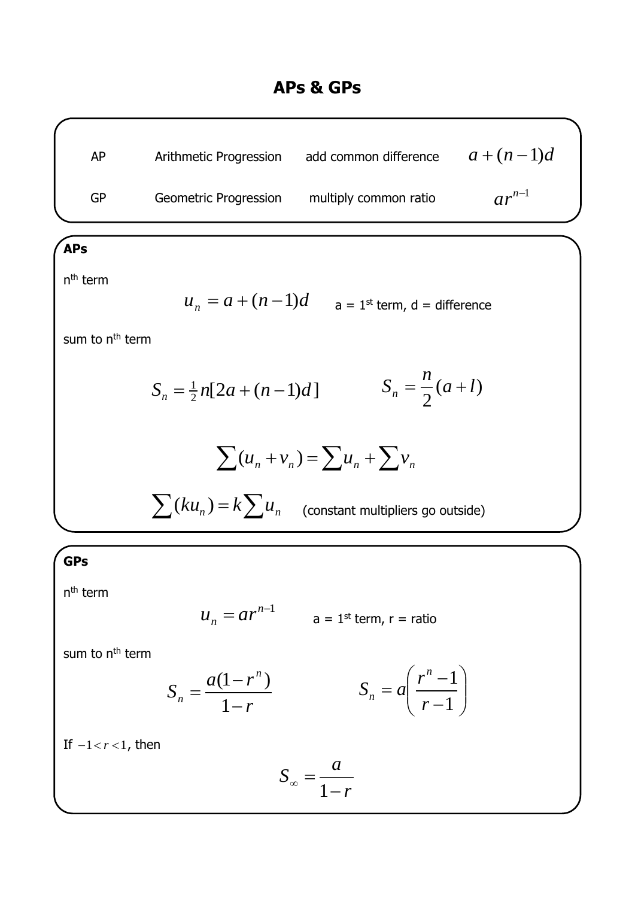# APs & GPs

| AP | Arithmetic Progression | add common difference | $a+(n-1)d$ |
|---|---|---|---|
| GP | Geometric Progression | multiply common ratio | $ar^{n-1}$ |

## APs

n[th] term

$$u_n = a+(n-1)d$$ a = 1[st] term, d = difference

sum to n[th] term

$$S_n = \tfrac{1}{2}n[2a+(n-1)d] \qquad S_n = \frac{n}{2}(a+l)$$

$$\sum(u_n+v_n) = \sum u_n + \sum v_n$$

$$\sum(ku_n) = k\sum u_n$$ (constant multipliers go outside)

## GPs

n[th] term

$$u_n = ar^{n-1}$$ a = 1[st] term, r = ratio

sum to n[th] term

$$S_n = \frac{a(1-r^n)}{1-r} \qquad S_n = a\left(\frac{r^n-1}{r-1}\right)$$

If $-1<r<1$, then

$$S_\infty = \frac{a}{1-r}$$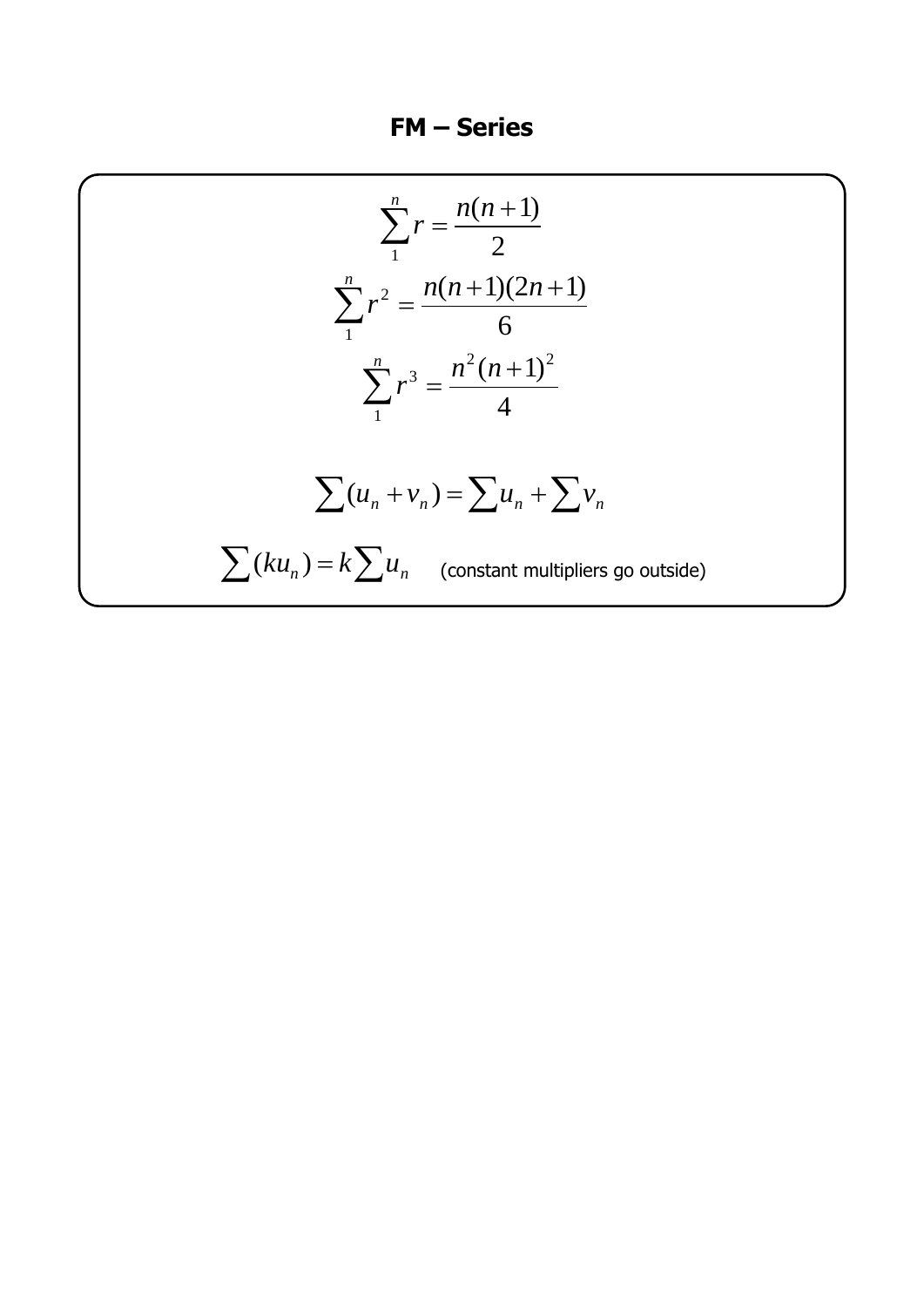# FM – Series

$$\sum_{1}^{n} r = \frac{n(n+1)}{2}$$

$$\sum_{1}^{n} r^2 = \frac{n(n+1)(2n+1)}{6}$$

$$\sum_{1}^{n} r^3 = \frac{n^2(n+1)^2}{4}$$

$$\sum (u_n + v_n) = \sum u_n + \sum v_n$$

$$\sum (ku_n) = k\sum u_n$$ (constant multipliers go outside)